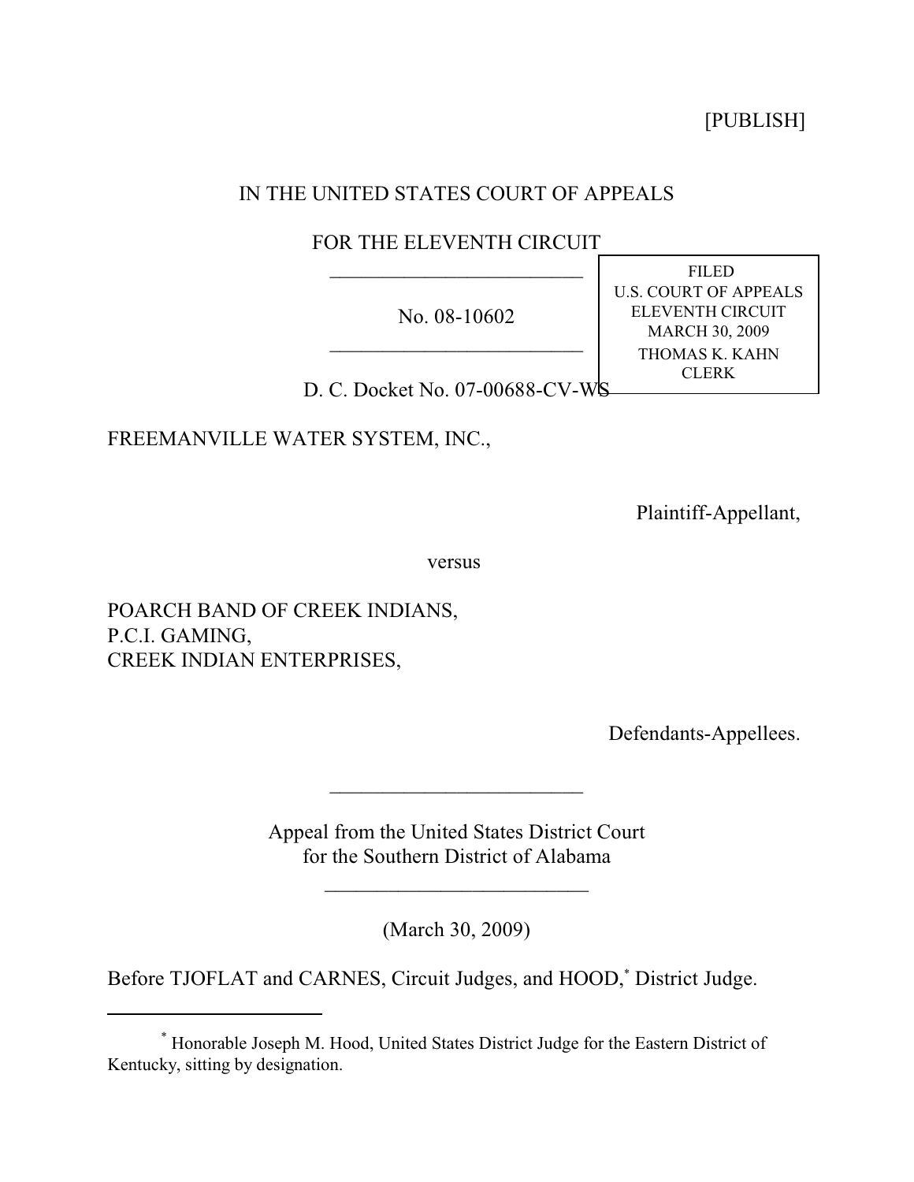[PUBLISH]

IN THE UNITED STATES COURT OF APPEALS

FOR THE ELEVENTH CIRCUIT

---

No. 08-10602

---

FILED
U.S. COURT OF APPEALS
ELEVENTH CIRCUIT
MARCH 30, 2009
THOMAS K. KAHN
CLERK

D. C. Docket No. 07-00688-CV-WS

FREEMANVILLE WATER SYSTEM, INC.,

Plaintiff-Appellant,

versus

POARCH BAND OF CREEK INDIANS,
P.C.I. GAMING,
CREEK INDIAN ENTERPRISES,

Defendants-Appellees.

---

Appeal from the United States District Court
for the Southern District of Alabama

---

(March 30, 2009)

Before TJOFLAT and CARNES, Circuit Judges, and HOOD,[*] District Judge.

---

[*] Honorable Joseph M. Hood, United States District Judge for the Eastern District of Kentucky, sitting by designation.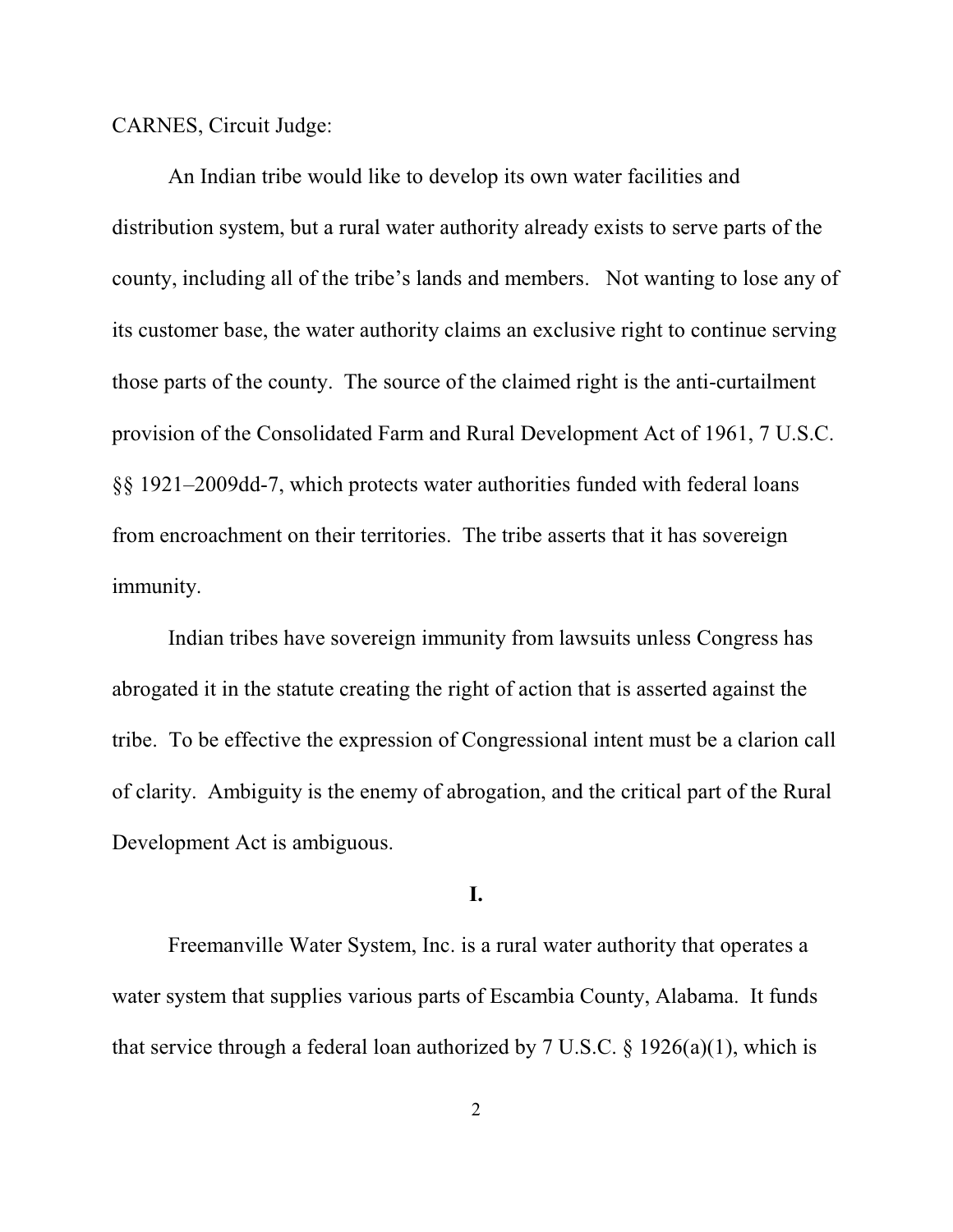CARNES, Circuit Judge:

An Indian tribe would like to develop its own water facilities and distribution system, but a rural water authority already exists to serve parts of the county, including all of the tribe's lands and members. Not wanting to lose any of its customer base, the water authority claims an exclusive right to continue serving those parts of the county. The source of the claimed right is the anti-curtailment provision of the Consolidated Farm and Rural Development Act of 1961, 7 U.S.C. §§ 1921–2009dd-7, which protects water authorities funded with federal loans from encroachment on their territories. The tribe asserts that it has sovereign immunity.

Indian tribes have sovereign immunity from lawsuits unless Congress has abrogated it in the statute creating the right of action that is asserted against the tribe. To be effective the expression of Congressional intent must be a clarion call of clarity. Ambiguity is the enemy of abrogation, and the critical part of the Rural Development Act is ambiguous.

## I.

Freemanville Water System, Inc. is a rural water authority that operates a water system that supplies various parts of Escambia County, Alabama. It funds that service through a federal loan authorized by 7 U.S.C. § 1926(a)(1), which is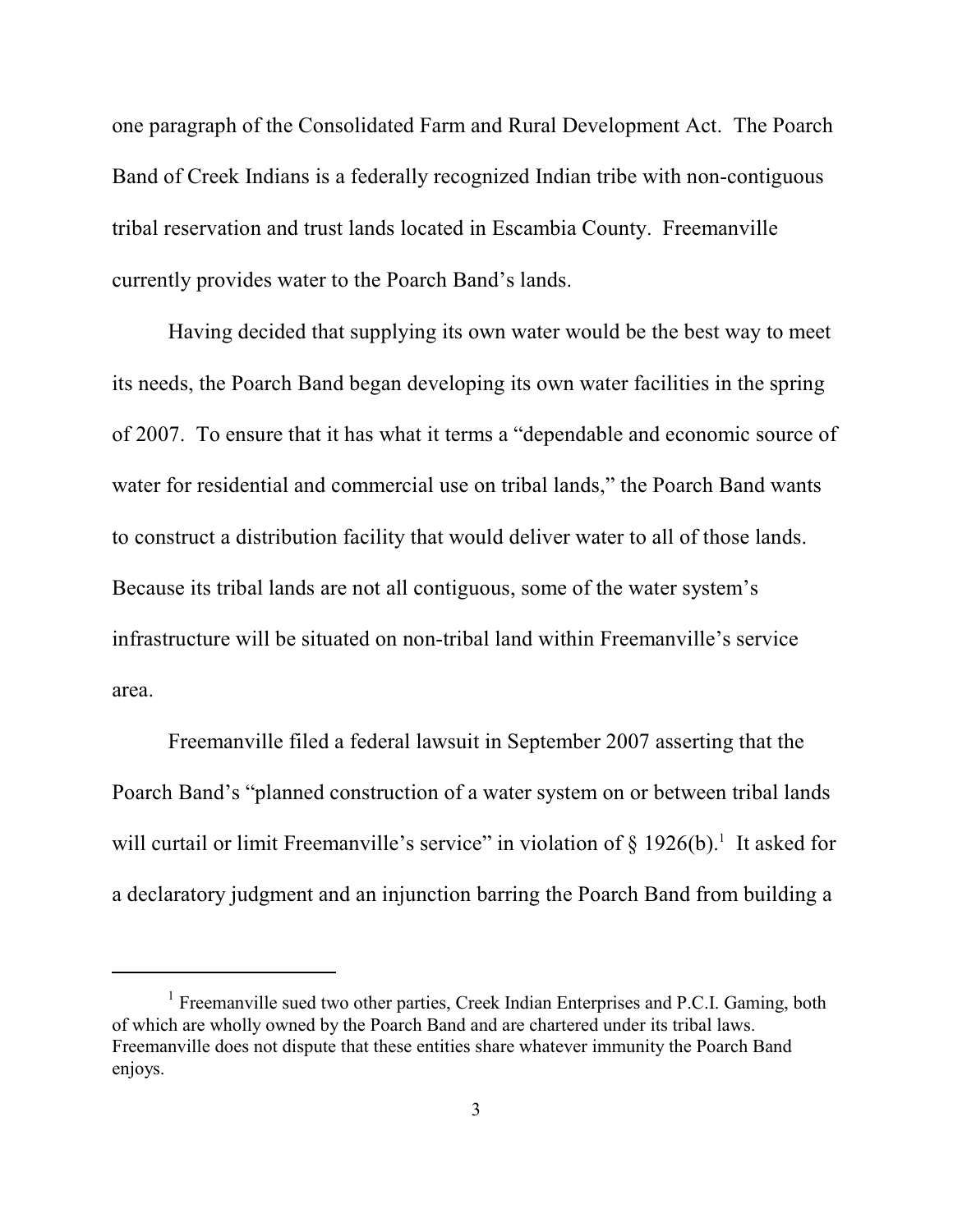one paragraph of the Consolidated Farm and Rural Development Act. The Poarch Band of Creek Indians is a federally recognized Indian tribe with non-contiguous tribal reservation and trust lands located in Escambia County. Freemanville currently provides water to the Poarch Band's lands.

Having decided that supplying its own water would be the best way to meet its needs, the Poarch Band began developing its own water facilities in the spring of 2007. To ensure that it has what it terms a "dependable and economic source of water for residential and commercial use on tribal lands," the Poarch Band wants to construct a distribution facility that would deliver water to all of those lands. Because its tribal lands are not all contiguous, some of the water system's infrastructure will be situated on non-tribal land within Freemanville's service area.

Freemanville filed a federal lawsuit in September 2007 asserting that the Poarch Band's "planned construction of a water system on or between tribal lands will curtail or limit Freemanville's service" in violation of § 1926(b).[1] It asked for a declaratory judgment and an injunction barring the Poarch Band from building a

---

[1] Freemanville sued two other parties, Creek Indian Enterprises and P.C.I. Gaming, both of which are wholly owned by the Poarch Band and are chartered under its tribal laws. Freemanville does not dispute that these entities share whatever immunity the Poarch Band enjoys.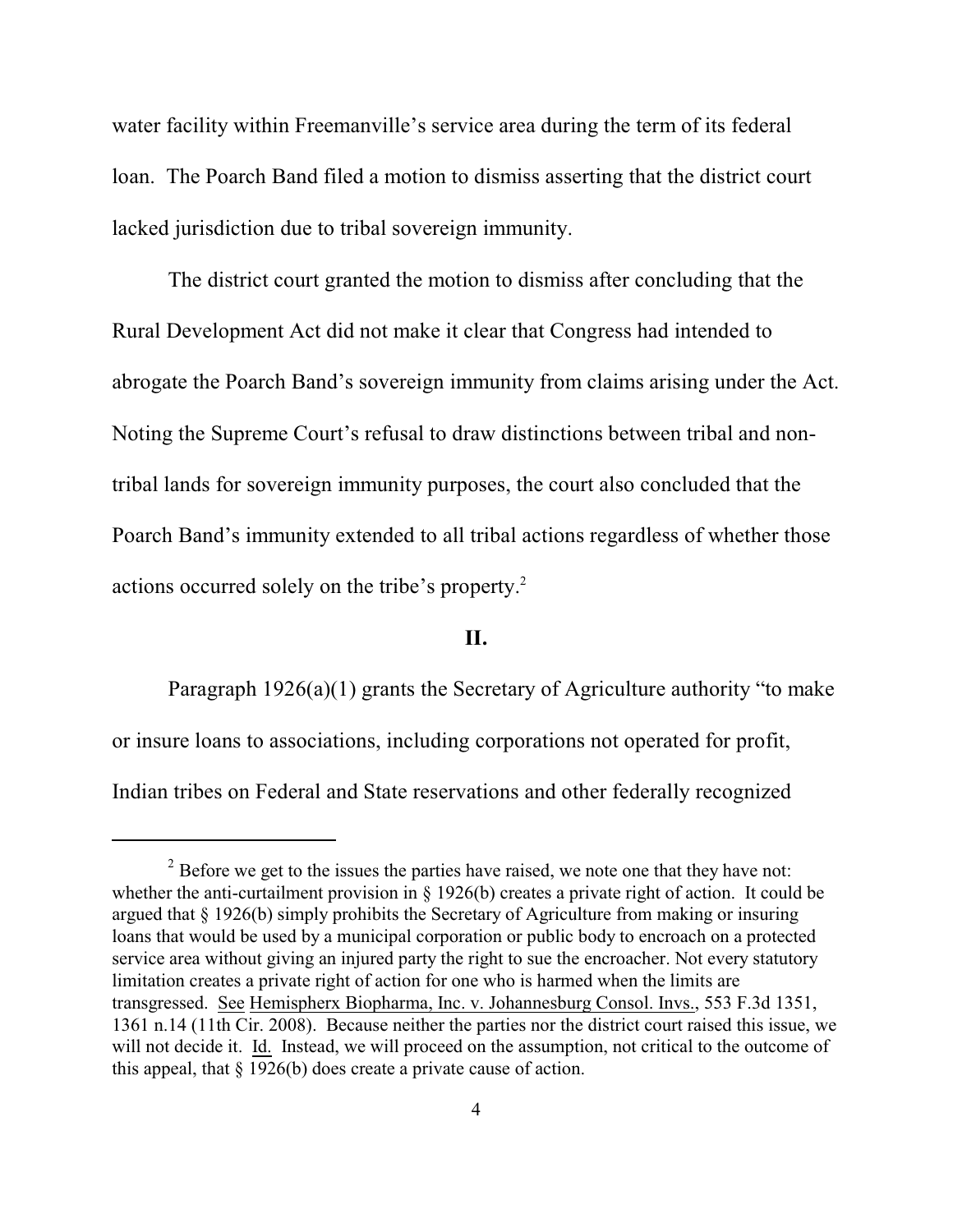water facility within Freemanville's service area during the term of its federal loan. The Poarch Band filed a motion to dismiss asserting that the district court lacked jurisdiction due to tribal sovereign immunity.

The district court granted the motion to dismiss after concluding that the Rural Development Act did not make it clear that Congress had intended to abrogate the Poarch Band's sovereign immunity from claims arising under the Act. Noting the Supreme Court's refusal to draw distinctions between tribal and non-tribal lands for sovereign immunity purposes, the court also concluded that the Poarch Band's immunity extended to all tribal actions regardless of whether those actions occurred solely on the tribe's property.[2]

## II.

Paragraph 1926(a)(1) grants the Secretary of Agriculture authority "to make or insure loans to associations, including corporations not operated for profit, Indian tribes on Federal and State reservations and other federally recognized

[2] Before we get to the issues the parties have raised, we note one that they have not: whether the anti-curtailment provision in § 1926(b) creates a private right of action. It could be argued that § 1926(b) simply prohibits the Secretary of Agriculture from making or insuring loans that would be used by a municipal corporation or public body to encroach on a protected service area without giving an injured party the right to sue the encroacher. Not every statutory limitation creates a private right of action for one who is harmed when the limits are transgressed. See Hemispherx Biopharma, Inc. v. Johannesburg Consol. Invs., 553 F.3d 1351, 1361 n.14 (11th Cir. 2008). Because neither the parties nor the district court raised this issue, we will not decide it. Id. Instead, we will proceed on the assumption, not critical to the outcome of this appeal, that § 1926(b) does create a private cause of action.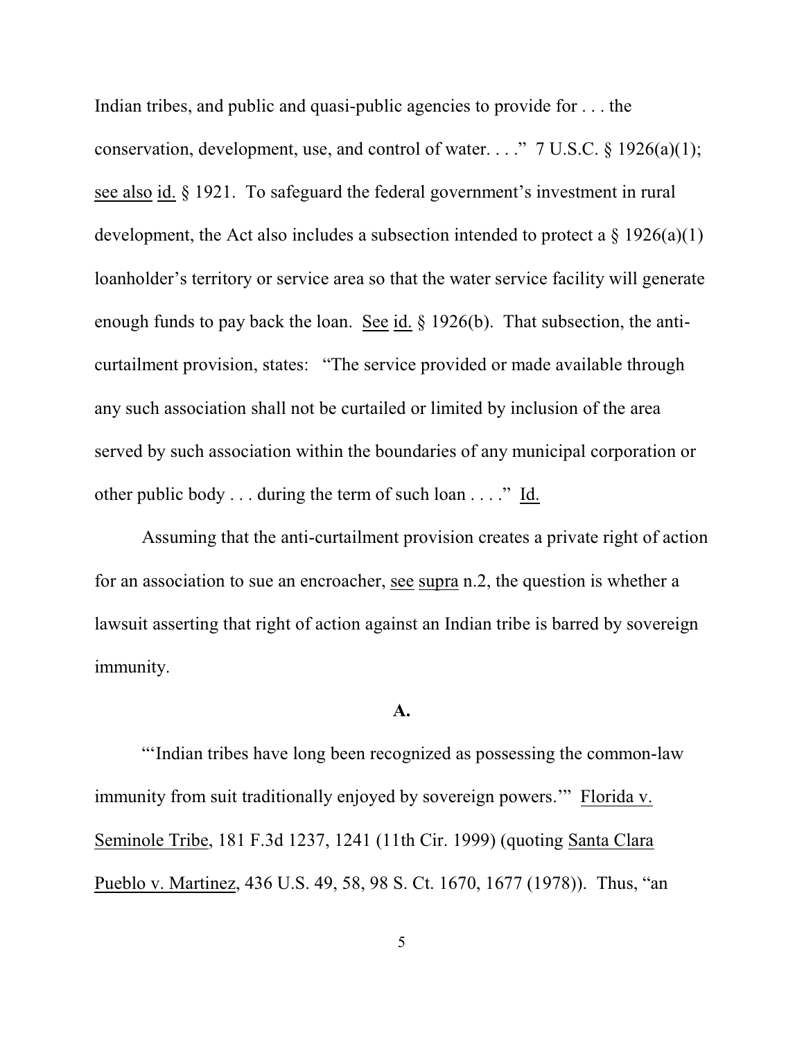Indian tribes, and public and quasi-public agencies to provide for . . . the conservation, development, use, and control of water. . . ." 7 U.S.C. § 1926(a)(1); see also id. § 1921. To safeguard the federal government's investment in rural development, the Act also includes a subsection intended to protect a § 1926(a)(1) loanholder's territory or service area so that the water service facility will generate enough funds to pay back the loan. See id. § 1926(b). That subsection, the anti-curtailment provision, states: "The service provided or made available through any such association shall not be curtailed or limited by inclusion of the area served by such association within the boundaries of any municipal corporation or other public body . . . during the term of such loan . . . ." Id.

Assuming that the anti-curtailment provision creates a private right of action for an association to sue an encroacher, see supra n.2, the question is whether a lawsuit asserting that right of action against an Indian tribe is barred by sovereign immunity.

**A.**

"'Indian tribes have long been recognized as possessing the common-law immunity from suit traditionally enjoyed by sovereign powers.'" Florida v. Seminole Tribe, 181 F.3d 1237, 1241 (11th Cir. 1999) (quoting Santa Clara Pueblo v. Martinez, 436 U.S. 49, 58, 98 S. Ct. 1670, 1677 (1978)). Thus, "an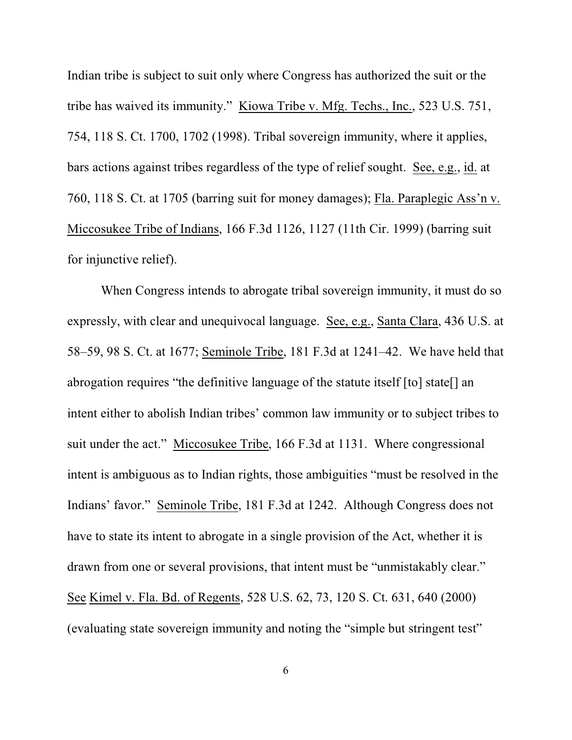Indian tribe is subject to suit only where Congress has authorized the suit or the tribe has waived its immunity." Kiowa Tribe v. Mfg. Techs., Inc., 523 U.S. 751, 754, 118 S. Ct. 1700, 1702 (1998). Tribal sovereign immunity, where it applies, bars actions against tribes regardless of the type of relief sought. See, e.g., id. at 760, 118 S. Ct. at 1705 (barring suit for money damages); Fla. Paraplegic Ass'n v. Miccosukee Tribe of Indians, 166 F.3d 1126, 1127 (11th Cir. 1999) (barring suit for injunctive relief).

When Congress intends to abrogate tribal sovereign immunity, it must do so expressly, with clear and unequivocal language. See, e.g., Santa Clara, 436 U.S. at 58–59, 98 S. Ct. at 1677; Seminole Tribe, 181 F.3d at 1241–42. We have held that abrogation requires "the definitive language of the statute itself [to] state[] an intent either to abolish Indian tribes' common law immunity or to subject tribes to suit under the act." Miccosukee Tribe, 166 F.3d at 1131. Where congressional intent is ambiguous as to Indian rights, those ambiguities "must be resolved in the Indians' favor." Seminole Tribe, 181 F.3d at 1242. Although Congress does not have to state its intent to abrogate in a single provision of the Act, whether it is drawn from one or several provisions, that intent must be "unmistakably clear." See Kimel v. Fla. Bd. of Regents, 528 U.S. 62, 73, 120 S. Ct. 631, 640 (2000) (evaluating state sovereign immunity and noting the "simple but stringent test"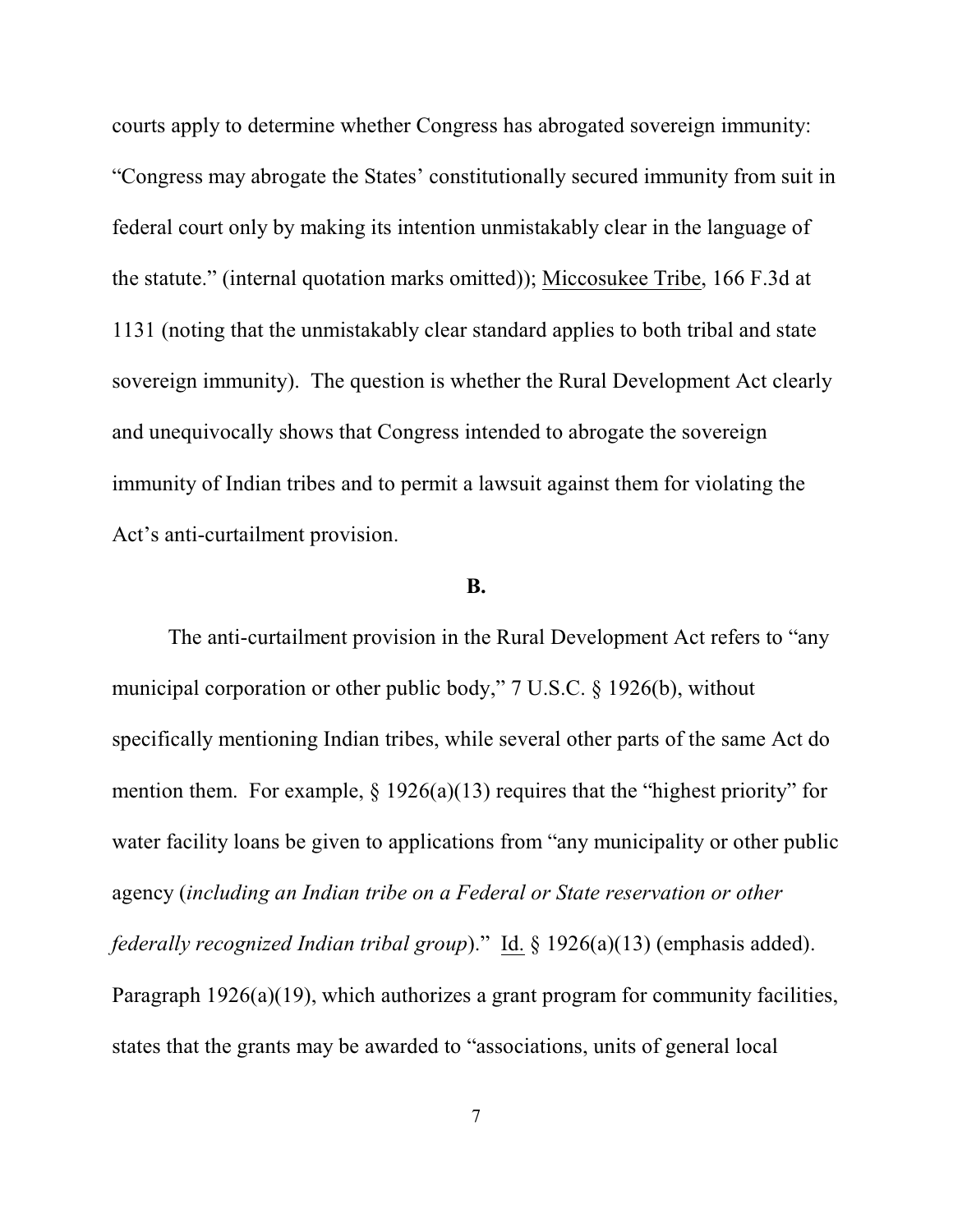courts apply to determine whether Congress has abrogated sovereign immunity: "Congress may abrogate the States' constitutionally secured immunity from suit in federal court only by making its intention unmistakably clear in the language of the statute." (internal quotation marks omitted)); Miccosukee Tribe, 166 F.3d at 1131 (noting that the unmistakably clear standard applies to both tribal and state sovereign immunity). The question is whether the Rural Development Act clearly and unequivocally shows that Congress intended to abrogate the sovereign immunity of Indian tribes and to permit a lawsuit against them for violating the Act's anti-curtailment provision.

**B.**

The anti-curtailment provision in the Rural Development Act refers to "any municipal corporation or other public body," 7 U.S.C. § 1926(b), without specifically mentioning Indian tribes, while several other parts of the same Act do mention them. For example, § 1926(a)(13) requires that the "highest priority" for water facility loans be given to applications from "any municipality or other public agency (*including an Indian tribe on a Federal or State reservation or other federally recognized Indian tribal group*)." Id. § 1926(a)(13) (emphasis added). Paragraph 1926(a)(19), which authorizes a grant program for community facilities, states that the grants may be awarded to "associations, units of general local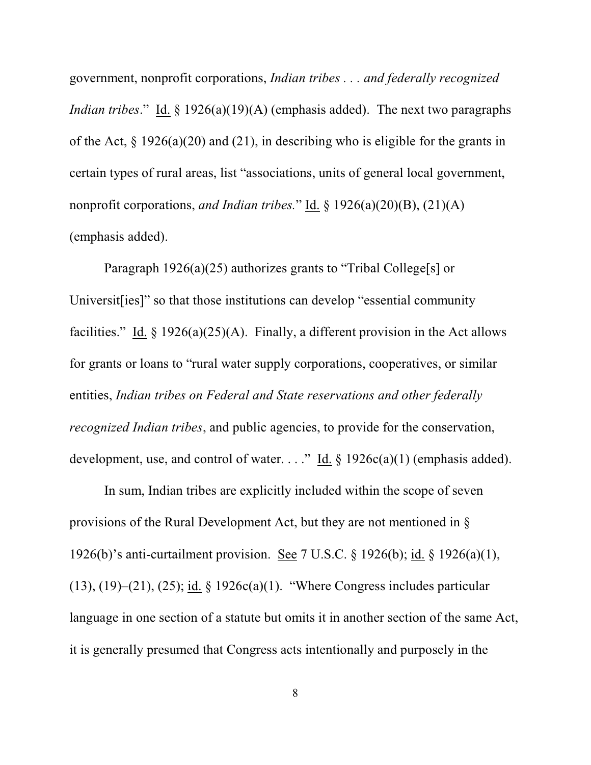government, nonprofit corporations, *Indian tribes . . . and federally recognized Indian tribes*." Id. § 1926(a)(19)(A) (emphasis added). The next two paragraphs of the Act, § 1926(a)(20) and (21), in describing who is eligible for the grants in certain types of rural areas, list "associations, units of general local government, nonprofit corporations, *and Indian tribes.*" Id. § 1926(a)(20)(B), (21)(A) (emphasis added).

Paragraph 1926(a)(25) authorizes grants to "Tribal College[s] or Universit[ies]" so that those institutions can develop "essential community facilities." Id. § 1926(a)(25)(A). Finally, a different provision in the Act allows for grants or loans to "rural water supply corporations, cooperatives, or similar entities, *Indian tribes on Federal and State reservations and other federally recognized Indian tribes*, and public agencies, to provide for the conservation, development, use, and control of water. . . ." Id. § 1926c(a)(1) (emphasis added).

In sum, Indian tribes are explicitly included within the scope of seven provisions of the Rural Development Act, but they are not mentioned in § 1926(b)'s anti-curtailment provision. See 7 U.S.C. § 1926(b); id. § 1926(a)(1), (13), (19)–(21), (25); id. § 1926c(a)(1). "Where Congress includes particular language in one section of a statute but omits it in another section of the same Act, it is generally presumed that Congress acts intentionally and purposely in the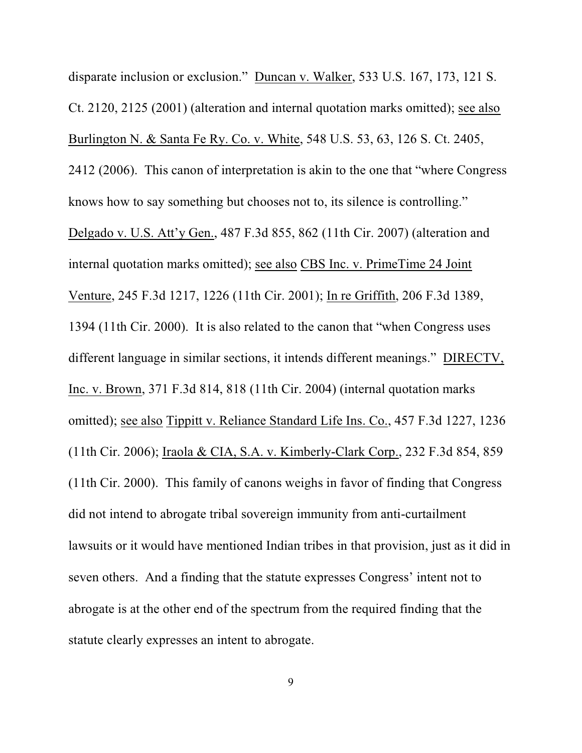disparate inclusion or exclusion." Duncan v. Walker, 533 U.S. 167, 173, 121 S. Ct. 2120, 2125 (2001) (alteration and internal quotation marks omitted); see also Burlington N. & Santa Fe Ry. Co. v. White, 548 U.S. 53, 63, 126 S. Ct. 2405, 2412 (2006). This canon of interpretation is akin to the one that "where Congress knows how to say something but chooses not to, its silence is controlling." Delgado v. U.S. Att'y Gen., 487 F.3d 855, 862 (11th Cir. 2007) (alteration and internal quotation marks omitted); see also CBS Inc. v. PrimeTime 24 Joint Venture, 245 F.3d 1217, 1226 (11th Cir. 2001); In re Griffith, 206 F.3d 1389, 1394 (11th Cir. 2000). It is also related to the canon that "when Congress uses different language in similar sections, it intends different meanings." DIRECTV, Inc. v. Brown, 371 F.3d 814, 818 (11th Cir. 2004) (internal quotation marks omitted); see also Tippitt v. Reliance Standard Life Ins. Co., 457 F.3d 1227, 1236 (11th Cir. 2006); Iraola & CIA, S.A. v. Kimberly-Clark Corp., 232 F.3d 854, 859 (11th Cir. 2000). This family of canons weighs in favor of finding that Congress did not intend to abrogate tribal sovereign immunity from anti-curtailment lawsuits or it would have mentioned Indian tribes in that provision, just as it did in seven others. And a finding that the statute expresses Congress' intent not to abrogate is at the other end of the spectrum from the required finding that the statute clearly expresses an intent to abrogate.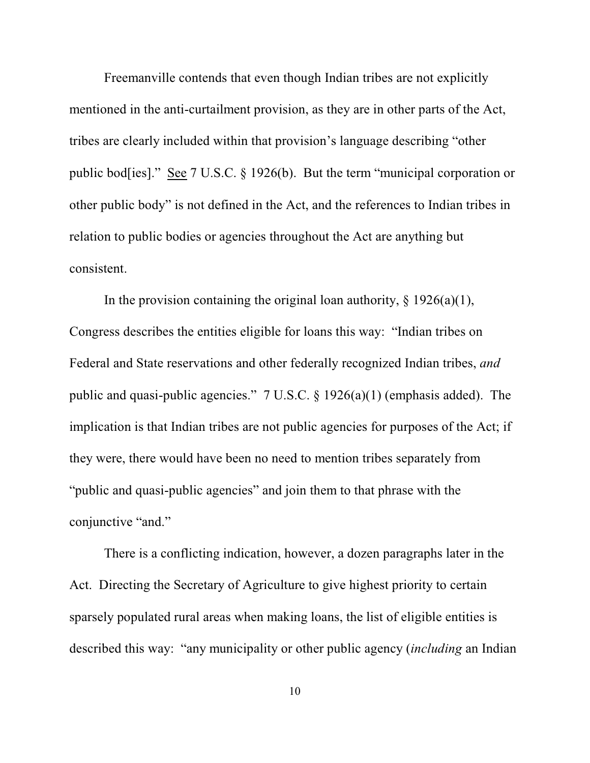Freemanville contends that even though Indian tribes are not explicitly mentioned in the anti-curtailment provision, as they are in other parts of the Act, tribes are clearly included within that provision's language describing "other public bod[ies]." See 7 U.S.C. § 1926(b). But the term "municipal corporation or other public body" is not defined in the Act, and the references to Indian tribes in relation to public bodies or agencies throughout the Act are anything but consistent.

In the provision containing the original loan authority, § 1926(a)(1), Congress describes the entities eligible for loans this way: "Indian tribes on Federal and State reservations and other federally recognized Indian tribes, *and* public and quasi-public agencies." 7 U.S.C. § 1926(a)(1) (emphasis added). The implication is that Indian tribes are not public agencies for purposes of the Act; if they were, there would have been no need to mention tribes separately from "public and quasi-public agencies" and join them to that phrase with the conjunctive "and."

There is a conflicting indication, however, a dozen paragraphs later in the Act. Directing the Secretary of Agriculture to give highest priority to certain sparsely populated rural areas when making loans, the list of eligible entities is described this way: "any municipality or other public agency (*including* an Indian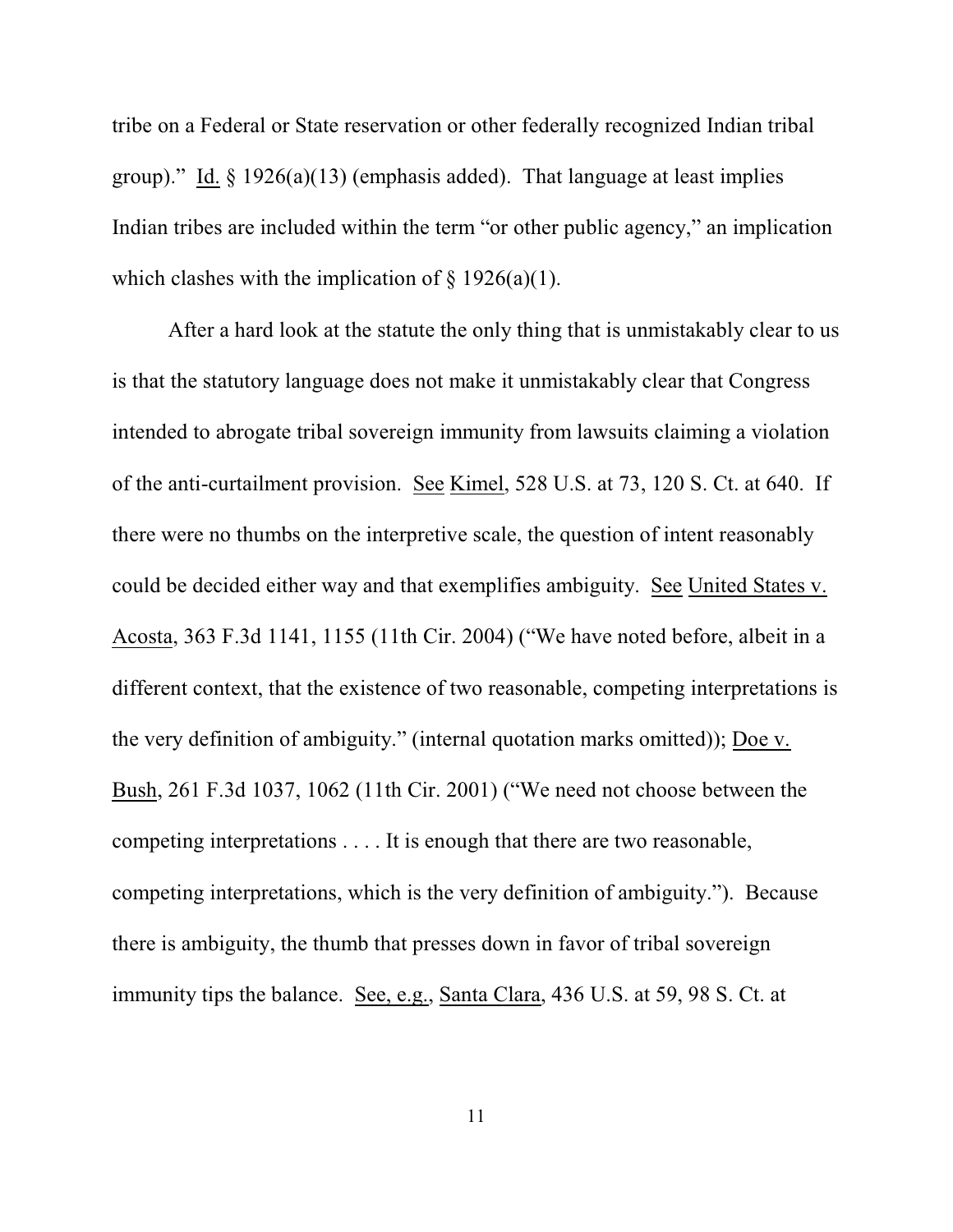tribe on a Federal or State reservation or other federally recognized Indian tribal group)." Id. § 1926(a)(13) (emphasis added). That language at least implies Indian tribes are included within the term "or other public agency," an implication which clashes with the implication of § 1926(a)(1).

After a hard look at the statute the only thing that is unmistakably clear to us is that the statutory language does not make it unmistakably clear that Congress intended to abrogate tribal sovereign immunity from lawsuits claiming a violation of the anti-curtailment provision. See Kimel, 528 U.S. at 73, 120 S. Ct. at 640. If there were no thumbs on the interpretive scale, the question of intent reasonably could be decided either way and that exemplifies ambiguity. See United States v. Acosta, 363 F.3d 1141, 1155 (11th Cir. 2004) ("We have noted before, albeit in a different context, that the existence of two reasonable, competing interpretations is the very definition of ambiguity." (internal quotation marks omitted)); Doe v. Bush, 261 F.3d 1037, 1062 (11th Cir. 2001) ("We need not choose between the competing interpretations . . . . It is enough that there are two reasonable, competing interpretations, which is the very definition of ambiguity."). Because there is ambiguity, the thumb that presses down in favor of tribal sovereign immunity tips the balance. See, e.g., Santa Clara, 436 U.S. at 59, 98 S. Ct. at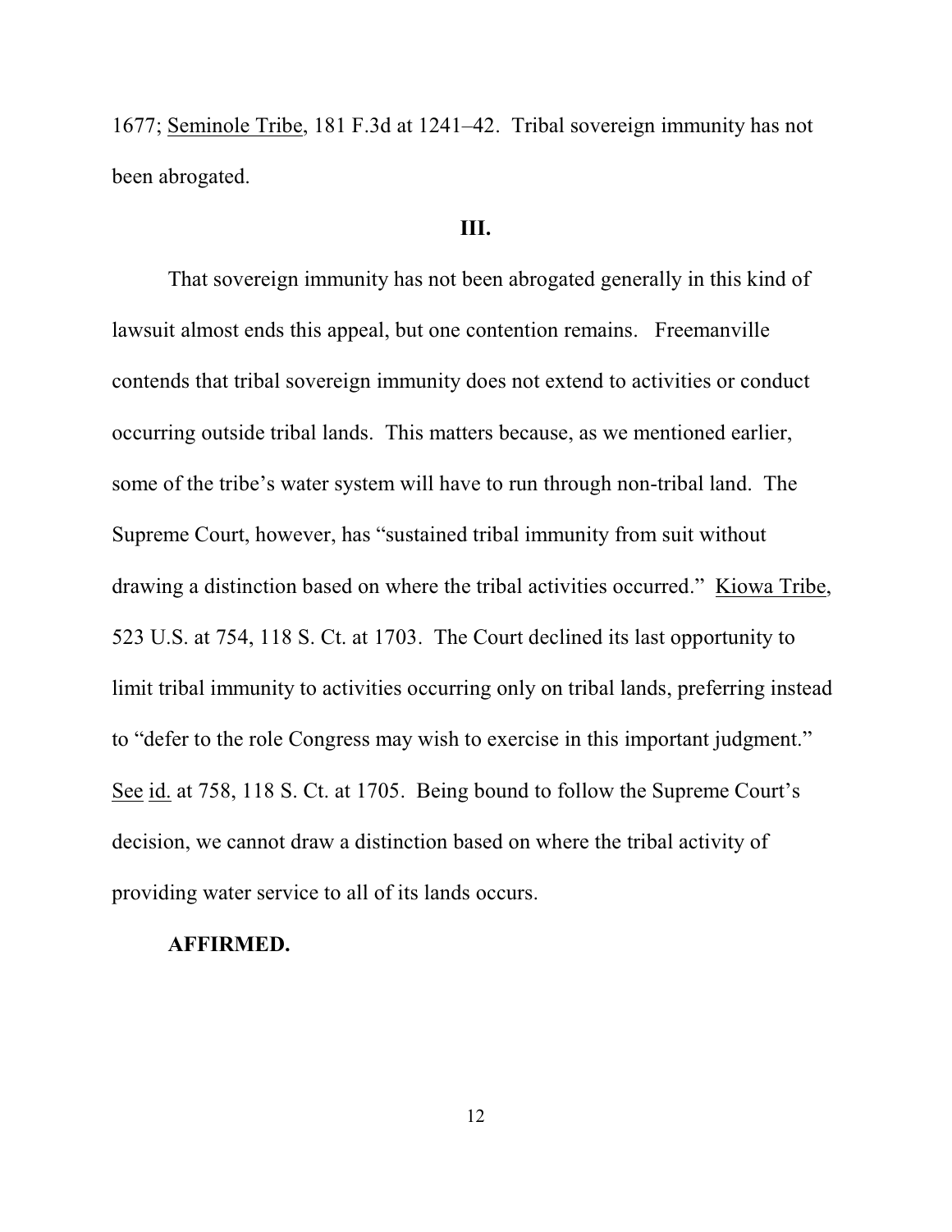1677; Seminole Tribe, 181 F.3d at 1241–42. Tribal sovereign immunity has not been abrogated.

**III.**

That sovereign immunity has not been abrogated generally in this kind of lawsuit almost ends this appeal, but one contention remains. Freemanville contends that tribal sovereign immunity does not extend to activities or conduct occurring outside tribal lands. This matters because, as we mentioned earlier, some of the tribe's water system will have to run through non-tribal land. The Supreme Court, however, has "sustained tribal immunity from suit without drawing a distinction based on where the tribal activities occurred." Kiowa Tribe, 523 U.S. at 754, 118 S. Ct. at 1703. The Court declined its last opportunity to limit tribal immunity to activities occurring only on tribal lands, preferring instead to "defer to the role Congress may wish to exercise in this important judgment." See id. at 758, 118 S. Ct. at 1705. Being bound to follow the Supreme Court's decision, we cannot draw a distinction based on where the tribal activity of providing water service to all of its lands occurs.

**AFFIRMED.**